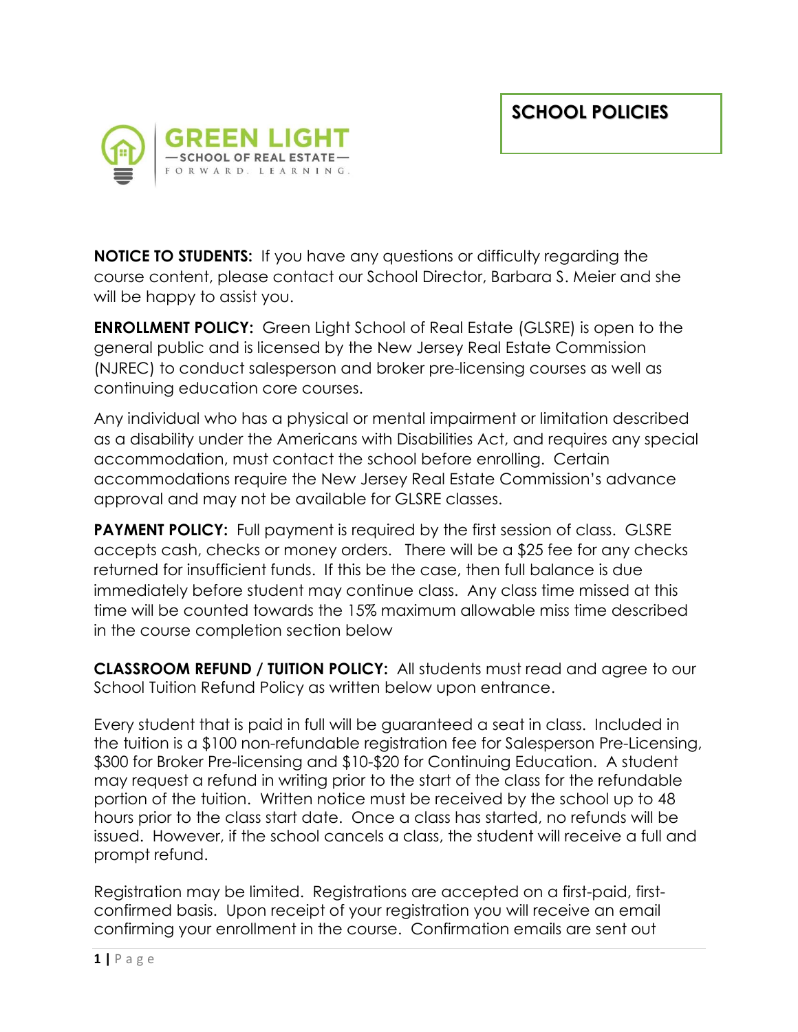# SCHOOL POLICIES

GREEN LIGHT
— SCHOOL OF REAL ESTATE —
FORWARD. LEARNING.

**NOTICE TO STUDENTS:** If you have any questions or difficulty regarding the course content, please contact our School Director, Barbara S. Meier and she will be happy to assist you.

**ENROLLMENT POLICY:** Green Light School of Real Estate (GLSRE) is open to the general public and is licensed by the New Jersey Real Estate Commission (NJREC) to conduct salesperson and broker pre-licensing courses as well as continuing education core courses.

Any individual who has a physical or mental impairment or limitation described as a disability under the Americans with Disabilities Act, and requires any special accommodation, must contact the school before enrolling. Certain accommodations require the New Jersey Real Estate Commission's advance approval and may not be available for GLSRE classes.

**PAYMENT POLICY:** Full payment is required by the first session of class. GLSRE accepts cash, checks or money orders. There will be a $25 fee for any checks returned for insufficient funds. If this be the case, then full balance is due immediately before student may continue class. Any class time missed at this time will be counted towards the 15% maximum allowable miss time described in the course completion section below

**CLASSROOM REFUND / TUITION POLICY:** All students must read and agree to our School Tuition Refund Policy as written below upon entrance.

Every student that is paid in full will be guaranteed a seat in class. Included in the tuition is a $100 non-refundable registration fee for Salesperson Pre-Licensing, $300 for Broker Pre-licensing and $10-$20 for Continuing Education. A student may request a refund in writing prior to the start of the class for the refundable portion of the tuition. Written notice must be received by the school up to 48 hours prior to the class start date. Once a class has started, no refunds will be issued. However, if the school cancels a class, the student will receive a full and prompt refund.

Registration may be limited. Registrations are accepted on a first-paid, first-confirmed basis. Upon receipt of your registration you will receive an email confirming your enrollment in the course. Confirmation emails are sent out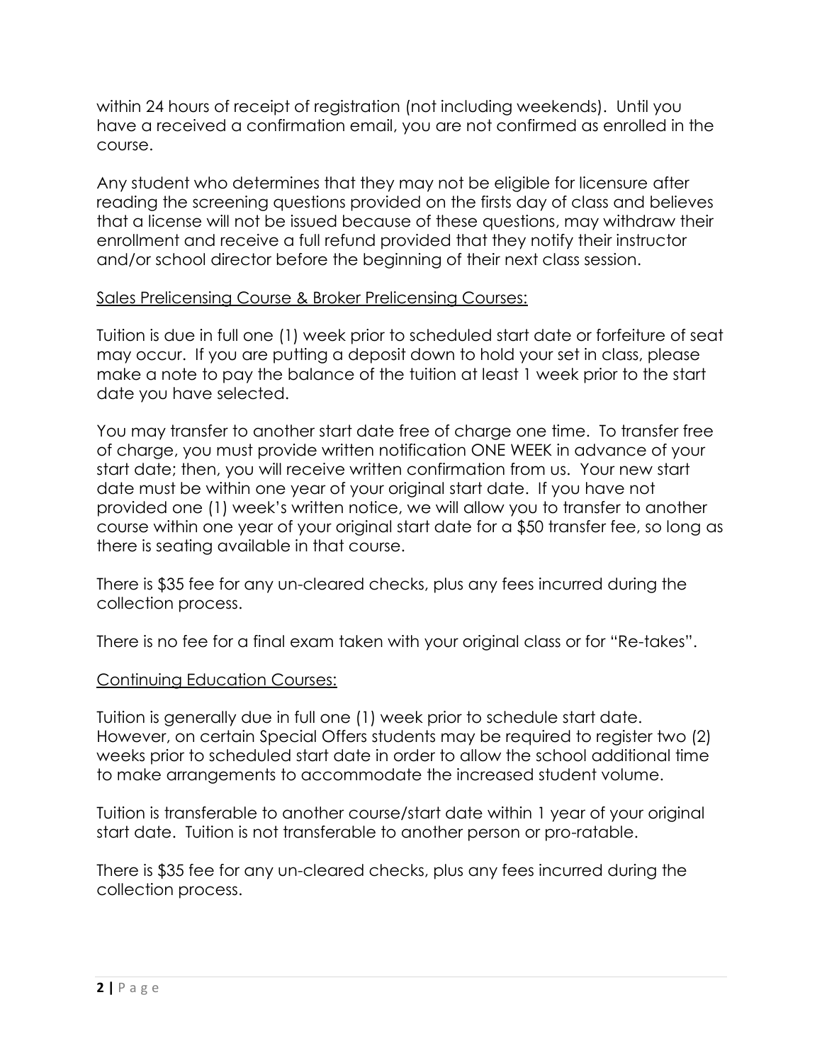within 24 hours of receipt of registration (not including weekends). Until you have a received a confirmation email, you are not confirmed as enrolled in the course.

Any student who determines that they may not be eligible for licensure after reading the screening questions provided on the firsts day of class and believes that a license will not be issued because of these questions, may withdraw their enrollment and receive a full refund provided that they notify their instructor and/or school director before the beginning of their next class session.

<u>Sales Prelicensing Course & Broker Prelicensing Courses:</u>

Tuition is due in full one (1) week prior to scheduled start date or forfeiture of seat may occur. If you are putting a deposit down to hold your set in class, please make a note to pay the balance of the tuition at least 1 week prior to the start date you have selected.

You may transfer to another start date free of charge one time. To transfer free of charge, you must provide written notification ONE WEEK in advance of your start date; then, you will receive written confirmation from us. Your new start date must be within one year of your original start date. If you have not provided one (1) week's written notice, we will allow you to transfer to another course within one year of your original start date for a $50 transfer fee, so long as there is seating available in that course.

There is $35 fee for any un-cleared checks, plus any fees incurred during the collection process.

There is no fee for a final exam taken with your original class or for "Re-takes".

<u>Continuing Education Courses:</u>

Tuition is generally due in full one (1) week prior to schedule start date. However, on certain Special Offers students may be required to register two (2) weeks prior to scheduled start date in order to allow the school additional time to make arrangements to accommodate the increased student volume.

Tuition is transferable to another course/start date within 1 year of your original start date. Tuition is not transferable to another person or pro-ratable.

There is $35 fee for any un-cleared checks, plus any fees incurred during the collection process.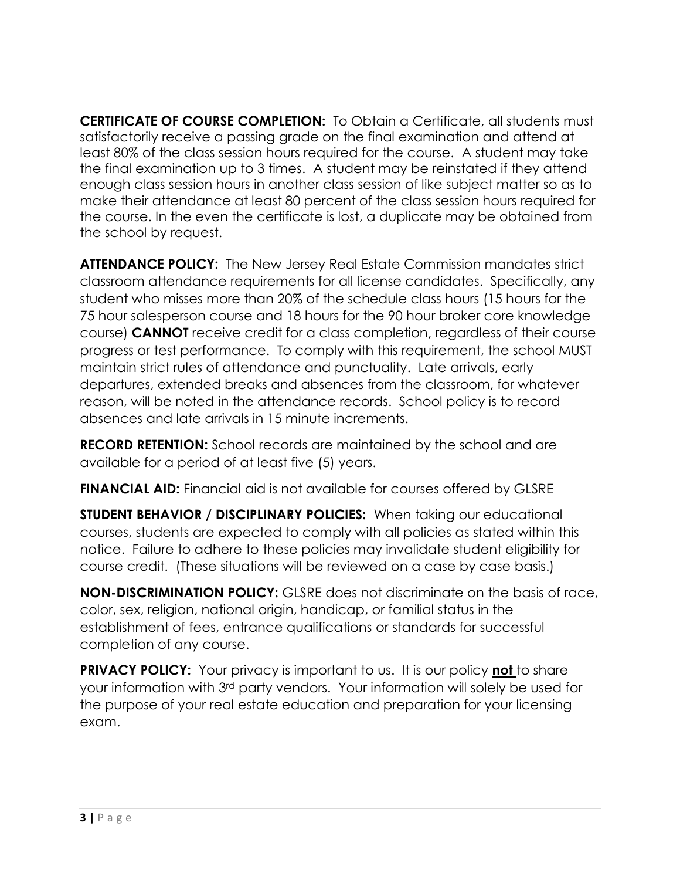**CERTIFICATE OF COURSE COMPLETION:** To Obtain a Certificate, all students must satisfactorily receive a passing grade on the final examination and attend at least 80% of the class session hours required for the course. A student may take the final examination up to 3 times. A student may be reinstated if they attend enough class session hours in another class session of like subject matter so as to make their attendance at least 80 percent of the class session hours required for the course. In the even the certificate is lost, a duplicate may be obtained from the school by request.

**ATTENDANCE POLICY:** The New Jersey Real Estate Commission mandates strict classroom attendance requirements for all license candidates. Specifically, any student who misses more than 20% of the schedule class hours (15 hours for the 75 hour salesperson course and 18 hours for the 90 hour broker core knowledge course) **CANNOT** receive credit for a class completion, regardless of their course progress or test performance. To comply with this requirement, the school MUST maintain strict rules of attendance and punctuality. Late arrivals, early departures, extended breaks and absences from the classroom, for whatever reason, will be noted in the attendance records. School policy is to record absences and late arrivals in 15 minute increments.

**RECORD RETENTION:** School records are maintained by the school and are available for a period of at least five (5) years.

**FINANCIAL AID:** Financial aid is not available for courses offered by GLSRE

**STUDENT BEHAVIOR / DISCIPLINARY POLICIES:** When taking our educational courses, students are expected to comply with all policies as stated within this notice. Failure to adhere to these policies may invalidate student eligibility for course credit. (These situations will be reviewed on a case by case basis.)

**NON-DISCRIMINATION POLICY:** GLSRE does not discriminate on the basis of race, color, sex, religion, national origin, handicap, or familial status in the establishment of fees, entrance qualifications or standards for successful completion of any course.

**PRIVACY POLICY:** Your privacy is important to us. It is our policy **not** to share your information with 3rd party vendors. Your information will solely be used for the purpose of your real estate education and preparation for your licensing exam.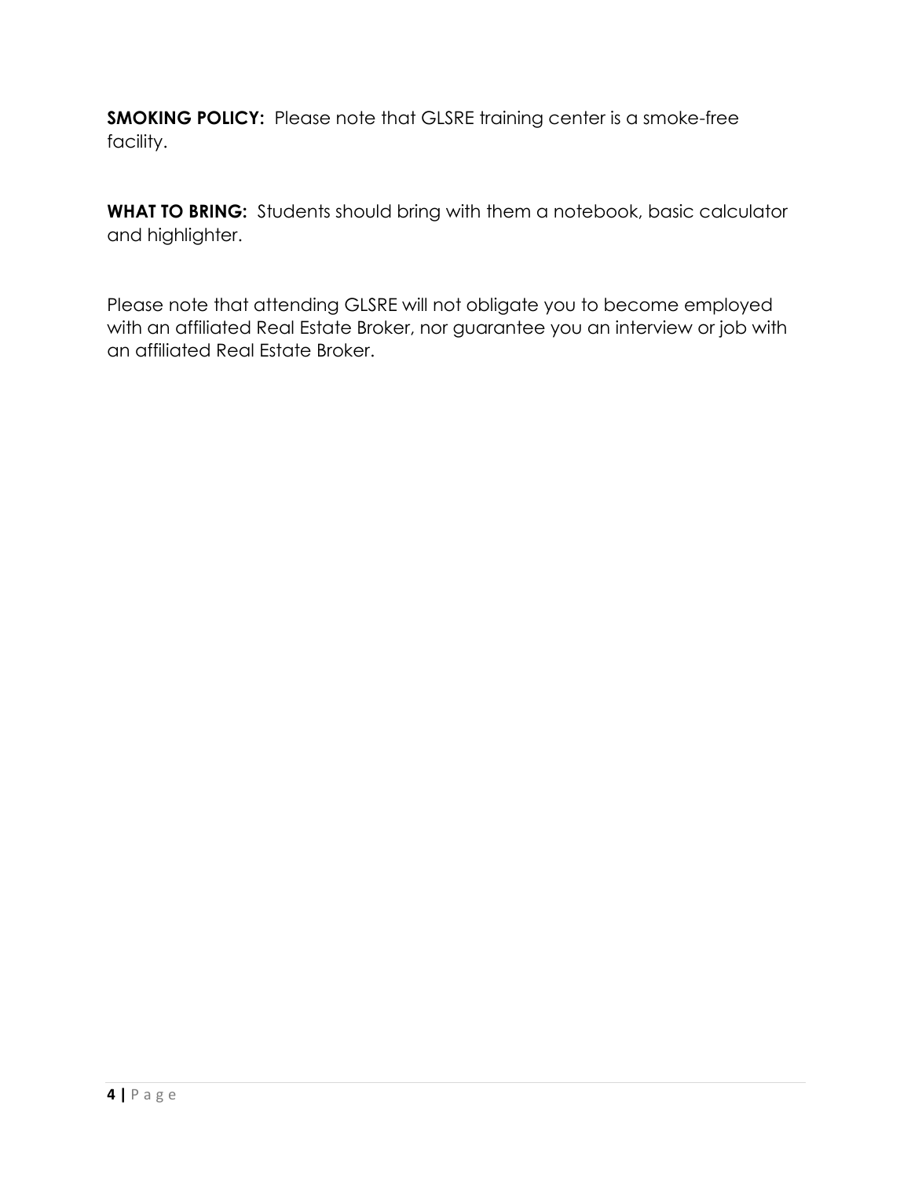**SMOKING POLICY:** Please note that GLSRE training center is a smoke-free facility.

**WHAT TO BRING:** Students should bring with them a notebook, basic calculator and highlighter.

Please note that attending GLSRE will not obligate you to become employed with an affiliated Real Estate Broker, nor guarantee you an interview or job with an affiliated Real Estate Broker.